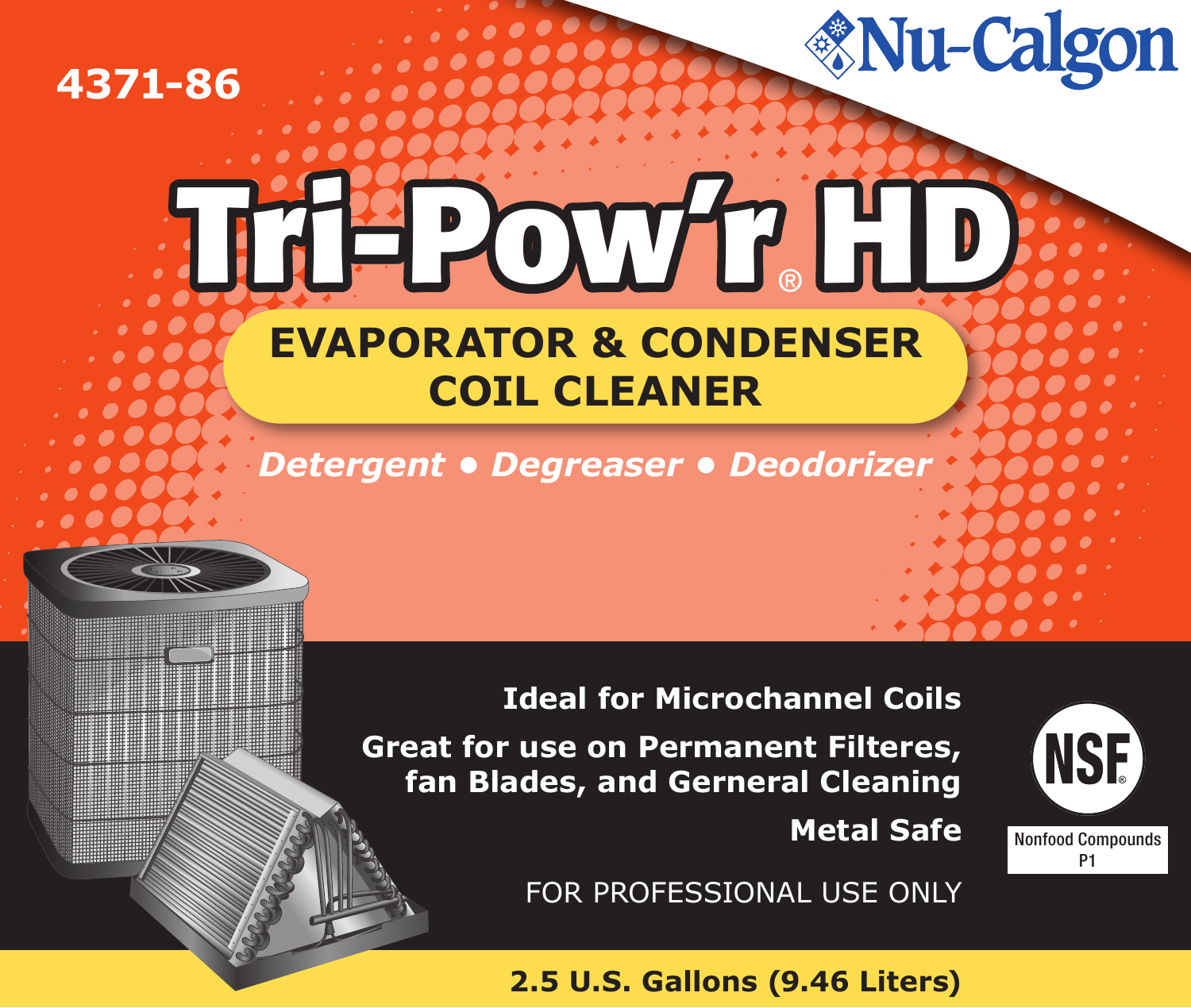4371-86

Nu-Calgon

# Tri-Pow'r® HD

## EVAPORATOR & CONDENSER COIL CLEANER

*Detergent • Degreaser • Deodorizer*

**Ideal for Microchannel Coils**

**Great for use on Permanent Filteres, fan Blades, and Gerneral Cleaning**

**Metal Safe**

FOR PROFESSIONAL USE ONLY

NSF®
Nonfood Compounds
P1

**2.5 U.S. Gallons (9.46 Liters)**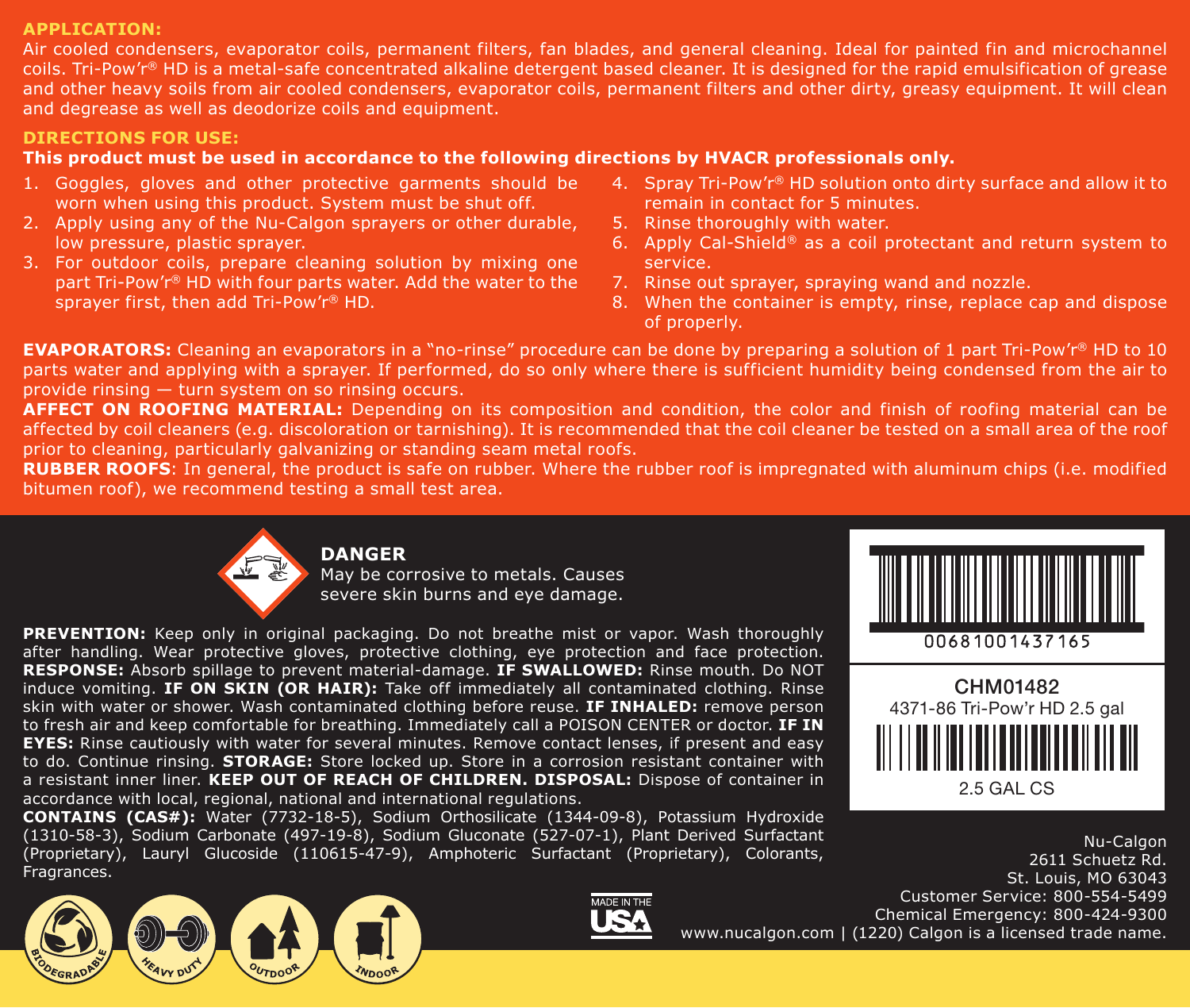**APPLICATION:**

Air cooled condensers, evaporator coils, permanent filters, fan blades, and general cleaning. Ideal for painted fin and microchannel coils. Tri-Pow'r® HD is a metal-safe concentrated alkaline detergent based cleaner. It is designed for the rapid emulsification of grease and other heavy soils from air cooled condensers, evaporator coils, permanent filters and other dirty, greasy equipment. It will clean and degrease as well as deodorize coils and equipment.

**DIRECTIONS FOR USE:**

**This product must be used in accordance to the following directions by HVACR professionals only.**

1. Goggles, gloves and other protective garments should be worn when using this product. System must be shut off.
2. Apply using any of the Nu-Calgon sprayers or other durable, low pressure, plastic sprayer.
3. For outdoor coils, prepare cleaning solution by mixing one part Tri-Pow'r® HD with four parts water. Add the water to the sprayer first, then add Tri-Pow'r® HD.
4. Spray Tri-Pow'r® HD solution onto dirty surface and allow it to remain in contact for 5 minutes.
5. Rinse thoroughly with water.
6. Apply Cal-Shield® as a coil protectant and return system to service.
7. Rinse out sprayer, spraying wand and nozzle.
8. When the container is empty, rinse, replace cap and dispose of properly.

**EVAPORATORS:** Cleaning an evaporators in a "no-rinse" procedure can be done by preparing a solution of 1 part Tri-Pow'r® HD to 10 parts water and applying with a sprayer. If performed, do so only where there is sufficient humidity being condensed from the air to provide rinsing — turn system on so rinsing occurs.

**AFFECT ON ROOFING MATERIAL:** Depending on its composition and condition, the color and finish of roofing material can be affected by coil cleaners (e.g. discoloration or tarnishing). It is recommended that the coil cleaner be tested on a small area of the roof prior to cleaning, particularly galvanizing or standing seam metal roofs.

**RUBBER ROOFS**: In general, the product is safe on rubber. Where the rubber roof is impregnated with aluminum chips (i.e. modified bitumen roof), we recommend testing a small test area.

**DANGER**

May be corrosive to metals. Causes severe skin burns and eye damage.

**PREVENTION:** Keep only in original packaging. Do not breathe mist or vapor. Wash thoroughly after handling. Wear protective gloves, protective clothing, eye protection and face protection. **RESPONSE:** Absorb spillage to prevent material-damage. **IF SWALLOWED:** Rinse mouth. Do NOT induce vomiting. **IF ON SKIN (OR HAIR):** Take off immediately all contaminated clothing. Rinse skin with water or shower. Wash contaminated clothing before reuse. **IF INHALED:** remove person to fresh air and keep comfortable for breathing. Immediately call a POISON CENTER or doctor. **IF IN EYES:** Rinse cautiously with water for several minutes. Remove contact lenses, if present and easy to do. Continue rinsing. **STORAGE:** Store locked up. Store in a corrosion resistant container with a resistant inner liner. **KEEP OUT OF REACH OF CHILDREN. DISPOSAL:** Dispose of container in accordance with local, regional, national and international regulations.

**CONTAINS (CAS#):** Water (7732-18-5), Sodium Orthosilicate (1344-09-8), Potassium Hydroxide (1310-58-3), Sodium Carbonate (497-19-8), Sodium Gluconate (527-07-1), Plant Derived Surfactant (Proprietary), Lauryl Glucoside (110615-47-9), Amphoteric Surfactant (Proprietary), Colorants, Fragrances.

00681001437165

CHM01482
4371-86 Tri-Pow'r HD 2.5 gal
2.5 GAL CS

Nu-Calgon
2611 Schuetz Rd.
St. Louis, MO 63043
Customer Service: 800-554-5499
Chemical Emergency: 800-424-9300
www.nucalgon.com | (1220) Calgon is a licensed trade name.

MADE IN THE USA

BIODEGRADABLE HEAVY DUTY OUTDOOR INDOOR